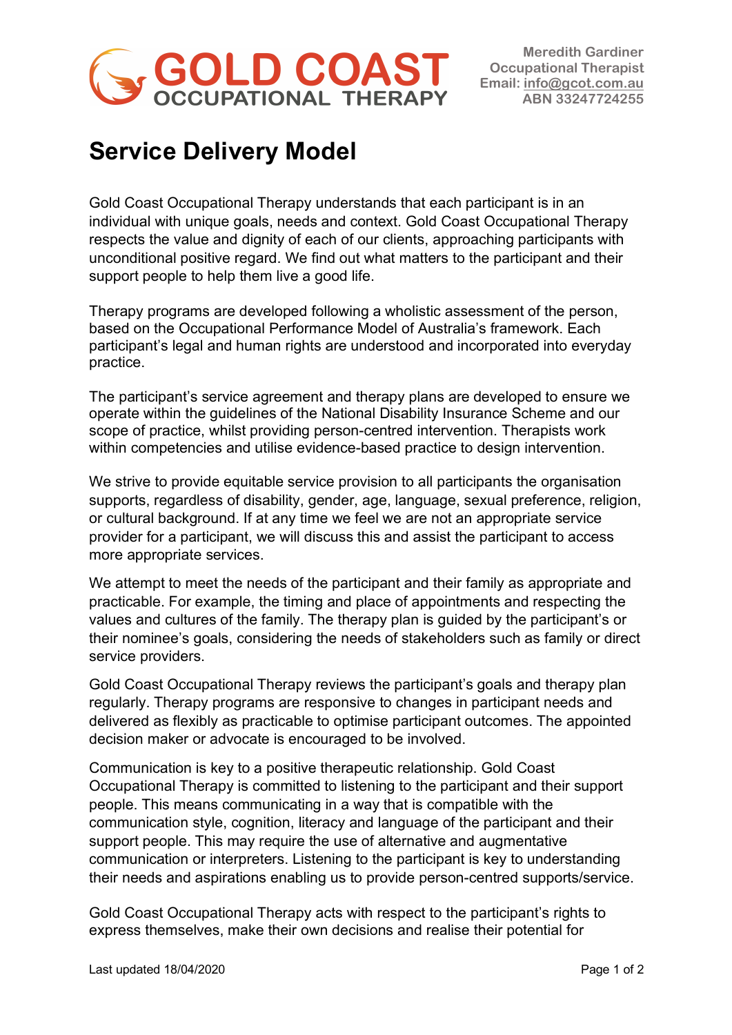**GOLD COAST**
**OCCUPATIONAL THERAPY**

**Meredith Gardiner**
**Occupational Therapist**
**Email: info@gcot.com.au**
**ABN 33247724255**

# Service Delivery Model

Gold Coast Occupational Therapy understands that each participant is in an individual with unique goals, needs and context. Gold Coast Occupational Therapy respects the value and dignity of each of our clients, approaching participants with unconditional positive regard. We find out what matters to the participant and their support people to help them live a good life.

Therapy programs are developed following a wholistic assessment of the person, based on the Occupational Performance Model of Australia's framework. Each participant's legal and human rights are understood and incorporated into everyday practice.

The participant's service agreement and therapy plans are developed to ensure we operate within the guidelines of the National Disability Insurance Scheme and our scope of practice, whilst providing person-centred intervention. Therapists work within competencies and utilise evidence-based practice to design intervention.

We strive to provide equitable service provision to all participants the organisation supports, regardless of disability, gender, age, language, sexual preference, religion, or cultural background. If at any time we feel we are not an appropriate service provider for a participant, we will discuss this and assist the participant to access more appropriate services.

We attempt to meet the needs of the participant and their family as appropriate and practicable. For example, the timing and place of appointments and respecting the values and cultures of the family. The therapy plan is guided by the participant's or their nominee's goals, considering the needs of stakeholders such as family or direct service providers.

Gold Coast Occupational Therapy reviews the participant's goals and therapy plan regularly. Therapy programs are responsive to changes in participant needs and delivered as flexibly as practicable to optimise participant outcomes. The appointed decision maker or advocate is encouraged to be involved.

Communication is key to a positive therapeutic relationship. Gold Coast Occupational Therapy is committed to listening to the participant and their support people. This means communicating in a way that is compatible with the communication style, cognition, literacy and language of the participant and their support people. This may require the use of alternative and augmentative communication or interpreters. Listening to the participant is key to understanding their needs and aspirations enabling us to provide person-centred supports/service.

Gold Coast Occupational Therapy acts with respect to the participant's rights to express themselves, make their own decisions and realise their potential for

Last updated 18/04/2020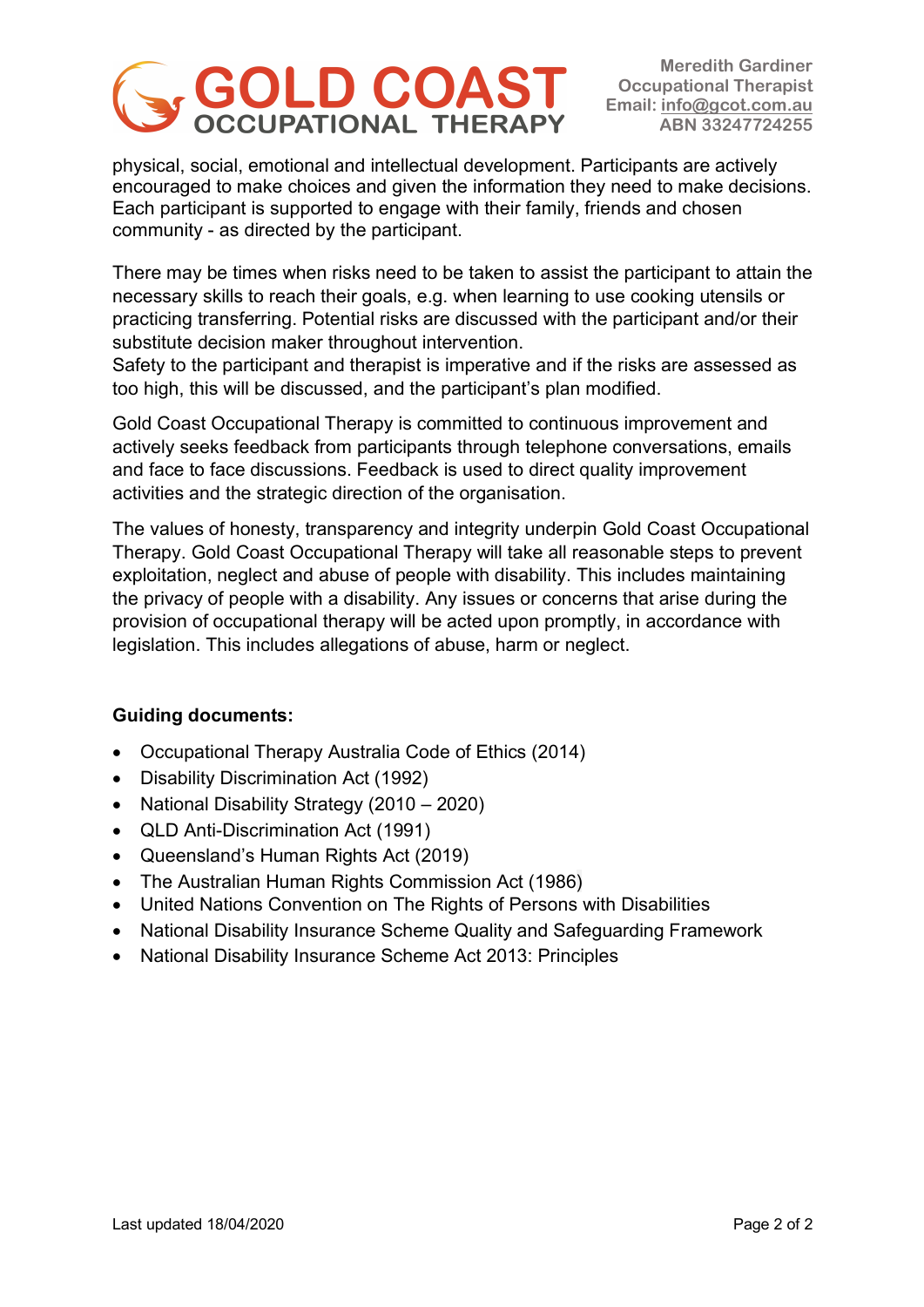physical, social, emotional and intellectual development. Participants are actively encouraged to make choices and given the information they need to make decisions. Each participant is supported to engage with their family, friends and chosen community - as directed by the participant.

There may be times when risks need to be taken to assist the participant to attain the necessary skills to reach their goals, e.g. when learning to use cooking utensils or practicing transferring. Potential risks are discussed with the participant and/or their substitute decision maker throughout intervention.
Safety to the participant and therapist is imperative and if the risks are assessed as too high, this will be discussed, and the participant's plan modified.

Gold Coast Occupational Therapy is committed to continuous improvement and actively seeks feedback from participants through telephone conversations, emails and face to face discussions. Feedback is used to direct quality improvement activities and the strategic direction of the organisation.

The values of honesty, transparency and integrity underpin Gold Coast Occupational Therapy. Gold Coast Occupational Therapy will take all reasonable steps to prevent exploitation, neglect and abuse of people with disability. This includes maintaining the privacy of people with a disability. Any issues or concerns that arise during the provision of occupational therapy will be acted upon promptly, in accordance with legislation. This includes allegations of abuse, harm or neglect.

**Guiding documents:**

- Occupational Therapy Australia Code of Ethics (2014)
- Disability Discrimination Act (1992)
- National Disability Strategy (2010 – 2020)
- QLD Anti-Discrimination Act (1991)
- Queensland's Human Rights Act (2019)
- The Australian Human Rights Commission Act (1986)
- United Nations Convention on The Rights of Persons with Disabilities
- National Disability Insurance Scheme Quality and Safeguarding Framework
- National Disability Insurance Scheme Act 2013: Principles

Last updated 18/04/2020